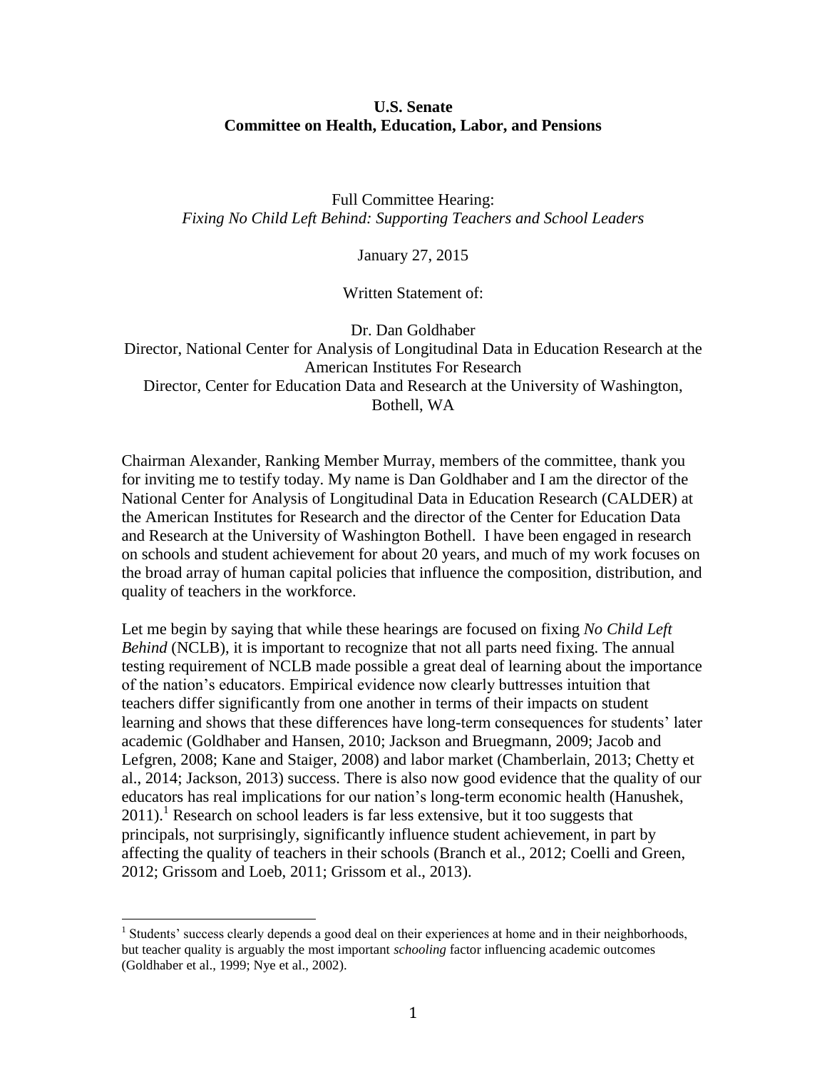**U.S. Senate**
**Committee on Health, Education, Labor, and Pensions**

Full Committee Hearing:
*Fixing No Child Left Behind: Supporting Teachers and School Leaders*

January 27, 2015

Written Statement of:

Dr. Dan Goldhaber
Director, National Center for Analysis of Longitudinal Data in Education Research at the American Institutes For Research
Director, Center for Education Data and Research at the University of Washington, Bothell, WA

Chairman Alexander, Ranking Member Murray, members of the committee, thank you for inviting me to testify today. My name is Dan Goldhaber and I am the director of the National Center for Analysis of Longitudinal Data in Education Research (CALDER) at the American Institutes for Research and the director of the Center for Education Data and Research at the University of Washington Bothell. I have been engaged in research on schools and student achievement for about 20 years, and much of my work focuses on the broad array of human capital policies that influence the composition, distribution, and quality of teachers in the workforce.

Let me begin by saying that while these hearings are focused on fixing *No Child Left Behind* (NCLB), it is important to recognize that not all parts need fixing. The annual testing requirement of NCLB made possible a great deal of learning about the importance of the nation's educators. Empirical evidence now clearly buttresses intuition that teachers differ significantly from one another in terms of their impacts on student learning and shows that these differences have long-term consequences for students' later academic (Goldhaber and Hansen, 2010; Jackson and Bruegmann, 2009; Jacob and Lefgren, 2008; Kane and Staiger, 2008) and labor market (Chamberlain, 2013; Chetty et al., 2014; Jackson, 2013) success. There is also now good evidence that the quality of our educators has real implications for our nation's long-term economic health (Hanushek, 2011).[1] Research on school leaders is far less extensive, but it too suggests that principals, not surprisingly, significantly influence student achievement, in part by affecting the quality of teachers in their schools (Branch et al., 2012; Coelli and Green, 2012; Grissom and Loeb, 2011; Grissom et al., 2013).

[1] Students' success clearly depends a good deal on their experiences at home and in their neighborhoods, but teacher quality is arguably the most important *schooling* factor influencing academic outcomes (Goldhaber et al., 1999; Nye et al., 2002).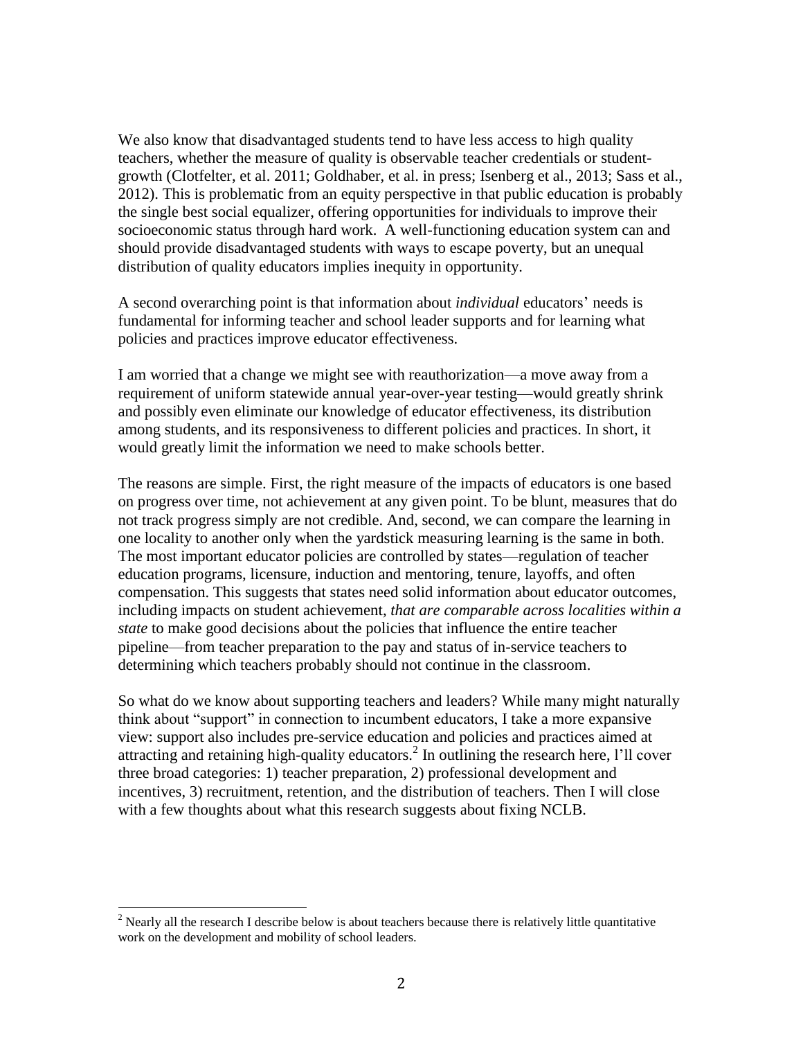We also know that disadvantaged students tend to have less access to high quality teachers, whether the measure of quality is observable teacher credentials or student-growth (Clotfelter, et al. 2011; Goldhaber, et al. in press; Isenberg et al., 2013; Sass et al., 2012). This is problematic from an equity perspective in that public education is probably the single best social equalizer, offering opportunities for individuals to improve their socioeconomic status through hard work. A well-functioning education system can and should provide disadvantaged students with ways to escape poverty, but an unequal distribution of quality educators implies inequity in opportunity.

A second overarching point is that information about *individual* educators' needs is fundamental for informing teacher and school leader supports and for learning what policies and practices improve educator effectiveness.

I am worried that a change we might see with reauthorization—a move away from a requirement of uniform statewide annual year-over-year testing—would greatly shrink and possibly even eliminate our knowledge of educator effectiveness, its distribution among students, and its responsiveness to different policies and practices. In short, it would greatly limit the information we need to make schools better.

The reasons are simple. First, the right measure of the impacts of educators is one based on progress over time, not achievement at any given point. To be blunt, measures that do not track progress simply are not credible. And, second, we can compare the learning in one locality to another only when the yardstick measuring learning is the same in both. The most important educator policies are controlled by states—regulation of teacher education programs, licensure, induction and mentoring, tenure, layoffs, and often compensation. This suggests that states need solid information about educator outcomes, including impacts on student achievement, *that are comparable across localities within a state* to make good decisions about the policies that influence the entire teacher pipeline—from teacher preparation to the pay and status of in-service teachers to determining which teachers probably should not continue in the classroom.

So what do we know about supporting teachers and leaders? While many might naturally think about "support" in connection to incumbent educators, I take a more expansive view: support also includes pre-service education and policies and practices aimed at attracting and retaining high-quality educators.[2] In outlining the research here, I'll cover three broad categories: 1) teacher preparation, 2) professional development and incentives, 3) recruitment, retention, and the distribution of teachers. Then I will close with a few thoughts about what this research suggests about fixing NCLB.

---

[2] Nearly all the research I describe below is about teachers because there is relatively little quantitative work on the development and mobility of school leaders.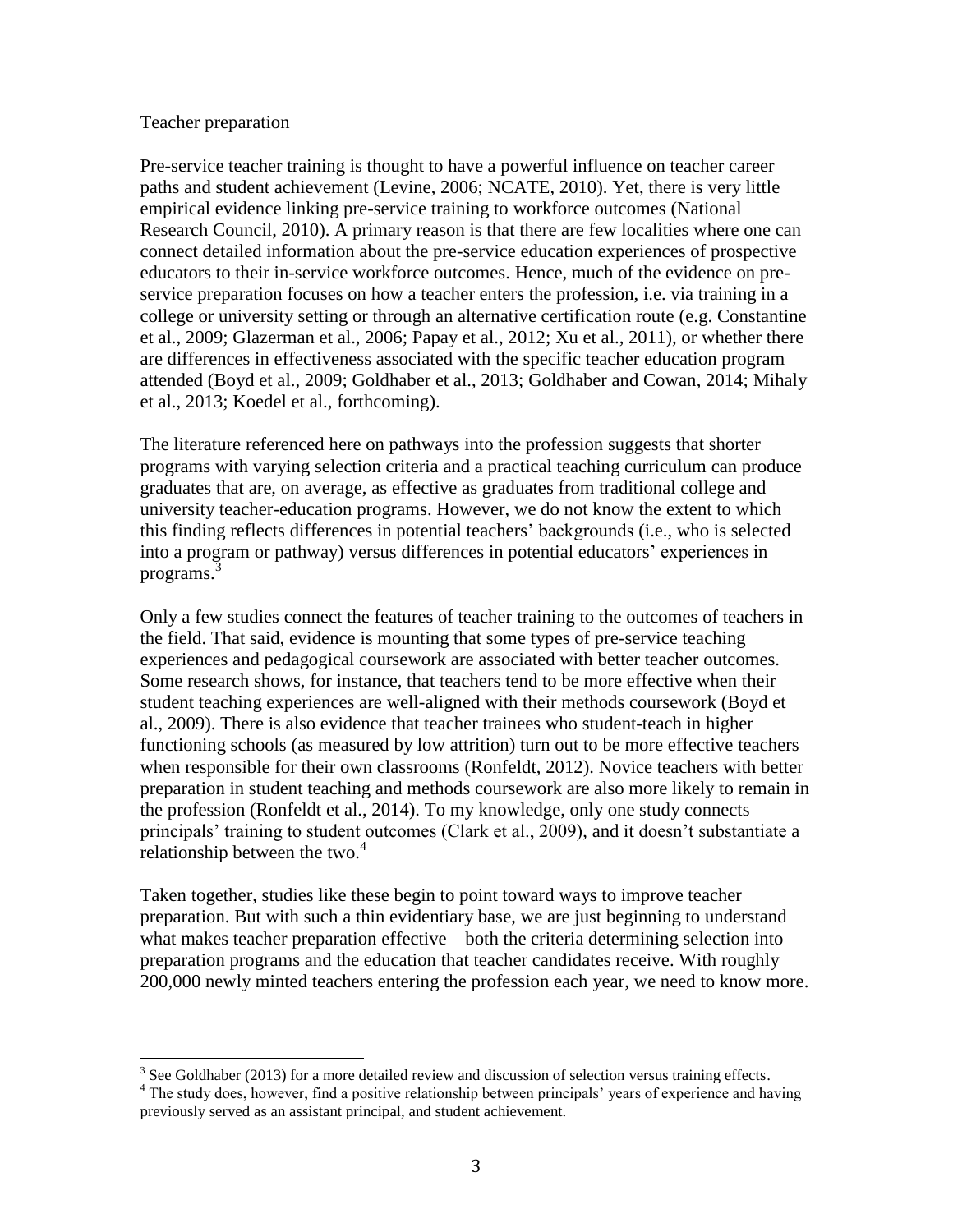Teacher preparation

Pre-service teacher training is thought to have a powerful influence on teacher career paths and student achievement (Levine, 2006; NCATE, 2010). Yet, there is very little empirical evidence linking pre-service training to workforce outcomes (National Research Council, 2010). A primary reason is that there are few localities where one can connect detailed information about the pre-service education experiences of prospective educators to their in-service workforce outcomes. Hence, much of the evidence on pre-service preparation focuses on how a teacher enters the profession, i.e. via training in a college or university setting or through an alternative certification route (e.g. Constantine et al., 2009; Glazerman et al., 2006; Papay et al., 2012; Xu et al., 2011), or whether there are differences in effectiveness associated with the specific teacher education program attended (Boyd et al., 2009; Goldhaber et al., 2013; Goldhaber and Cowan, 2014; Mihaly et al., 2013; Koedel et al., forthcoming).

The literature referenced here on pathways into the profession suggests that shorter programs with varying selection criteria and a practical teaching curriculum can produce graduates that are, on average, as effective as graduates from traditional college and university teacher-education programs. However, we do not know the extent to which this finding reflects differences in potential teachers' backgrounds (i.e., who is selected into a program or pathway) versus differences in potential educators' experiences in programs.[3]

Only a few studies connect the features of teacher training to the outcomes of teachers in the field. That said, evidence is mounting that some types of pre-service teaching experiences and pedagogical coursework are associated with better teacher outcomes. Some research shows, for instance, that teachers tend to be more effective when their student teaching experiences are well-aligned with their methods coursework (Boyd et al., 2009). There is also evidence that teacher trainees who student-teach in higher functioning schools (as measured by low attrition) turn out to be more effective teachers when responsible for their own classrooms (Ronfeldt, 2012). Novice teachers with better preparation in student teaching and methods coursework are also more likely to remain in the profession (Ronfeldt et al., 2014). To my knowledge, only one study connects principals' training to student outcomes (Clark et al., 2009), and it doesn't substantiate a relationship between the two.[4]

Taken together, studies like these begin to point toward ways to improve teacher preparation. But with such a thin evidentiary base, we are just beginning to understand what makes teacher preparation effective – both the criteria determining selection into preparation programs and the education that teacher candidates receive. With roughly 200,000 newly minted teachers entering the profession each year, we need to know more.

---

[3] See Goldhaber (2013) for a more detailed review and discussion of selection versus training effects.

[4] The study does, however, find a positive relationship between principals' years of experience and having previously served as an assistant principal, and student achievement.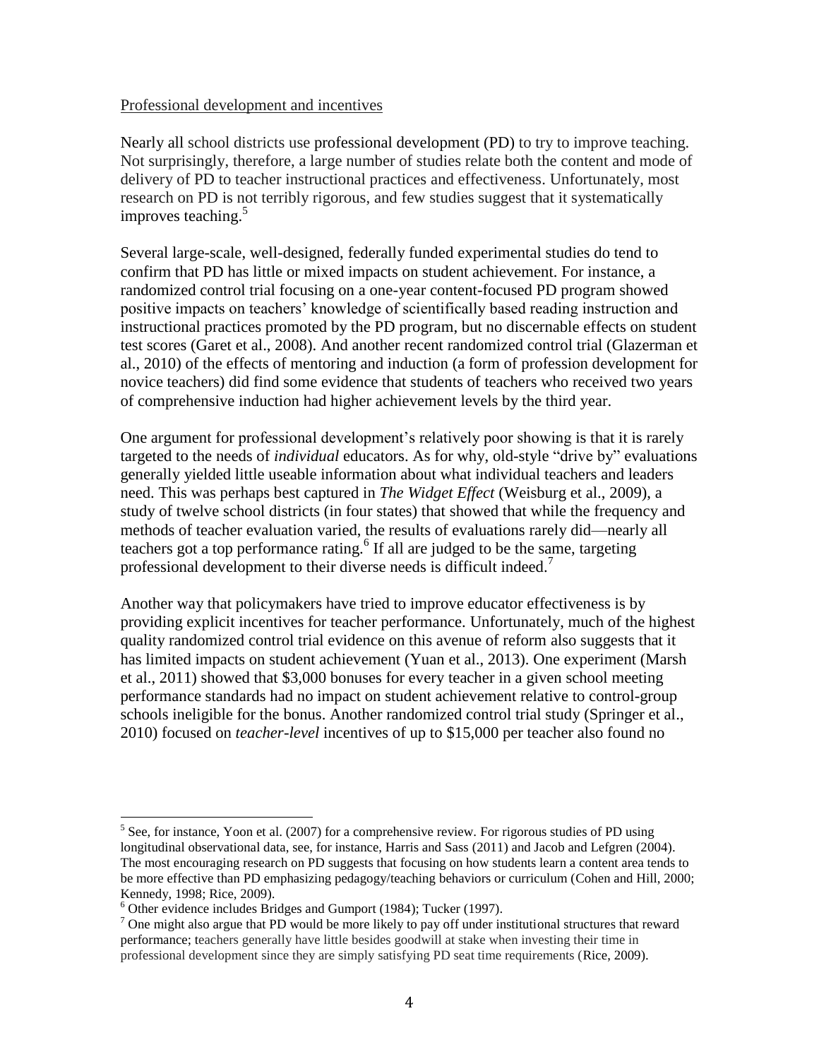Professional development and incentives

Nearly all school districts use professional development (PD) to try to improve teaching. Not surprisingly, therefore, a large number of studies relate both the content and mode of delivery of PD to teacher instructional practices and effectiveness. Unfortunately, most research on PD is not terribly rigorous, and few studies suggest that it systematically improves teaching.[5]

Several large-scale, well-designed, federally funded experimental studies do tend to confirm that PD has little or mixed impacts on student achievement. For instance, a randomized control trial focusing on a one-year content-focused PD program showed positive impacts on teachers' knowledge of scientifically based reading instruction and instructional practices promoted by the PD program, but no discernable effects on student test scores (Garet et al., 2008). And another recent randomized control trial (Glazerman et al., 2010) of the effects of mentoring and induction (a form of profession development for novice teachers) did find some evidence that students of teachers who received two years of comprehensive induction had higher achievement levels by the third year.

One argument for professional development's relatively poor showing is that it is rarely targeted to the needs of *individual* educators. As for why, old-style "drive by" evaluations generally yielded little useable information about what individual teachers and leaders need. This was perhaps best captured in *The Widget Effect* (Weisburg et al., 2009), a study of twelve school districts (in four states) that showed that while the frequency and methods of teacher evaluation varied, the results of evaluations rarely did—nearly all teachers got a top performance rating.[6] If all are judged to be the same, targeting professional development to their diverse needs is difficult indeed.[7]

Another way that policymakers have tried to improve educator effectiveness is by providing explicit incentives for teacher performance. Unfortunately, much of the highest quality randomized control trial evidence on this avenue of reform also suggests that it has limited impacts on student achievement (Yuan et al., 2013). One experiment (Marsh et al., 2011) showed that $3,000 bonuses for every teacher in a given school meeting performance standards had no impact on student achievement relative to control-group schools ineligible for the bonus. Another randomized control trial study (Springer et al., 2010) focused on *teacher-level* incentives of up to $15,000 per teacher also found no

---

[5] See, for instance, Yoon et al. (2007) for a comprehensive review. For rigorous studies of PD using longitudinal observational data, see, for instance, Harris and Sass (2011) and Jacob and Lefgren (2004). The most encouraging research on PD suggests that focusing on how students learn a content area tends to be more effective than PD emphasizing pedagogy/teaching behaviors or curriculum (Cohen and Hill, 2000; Kennedy, 1998; Rice, 2009).

[6] Other evidence includes Bridges and Gumport (1984); Tucker (1997).

[7] One might also argue that PD would be more likely to pay off under institutional structures that reward performance; teachers generally have little besides goodwill at stake when investing their time in professional development since they are simply satisfying PD seat time requirements (Rice, 2009).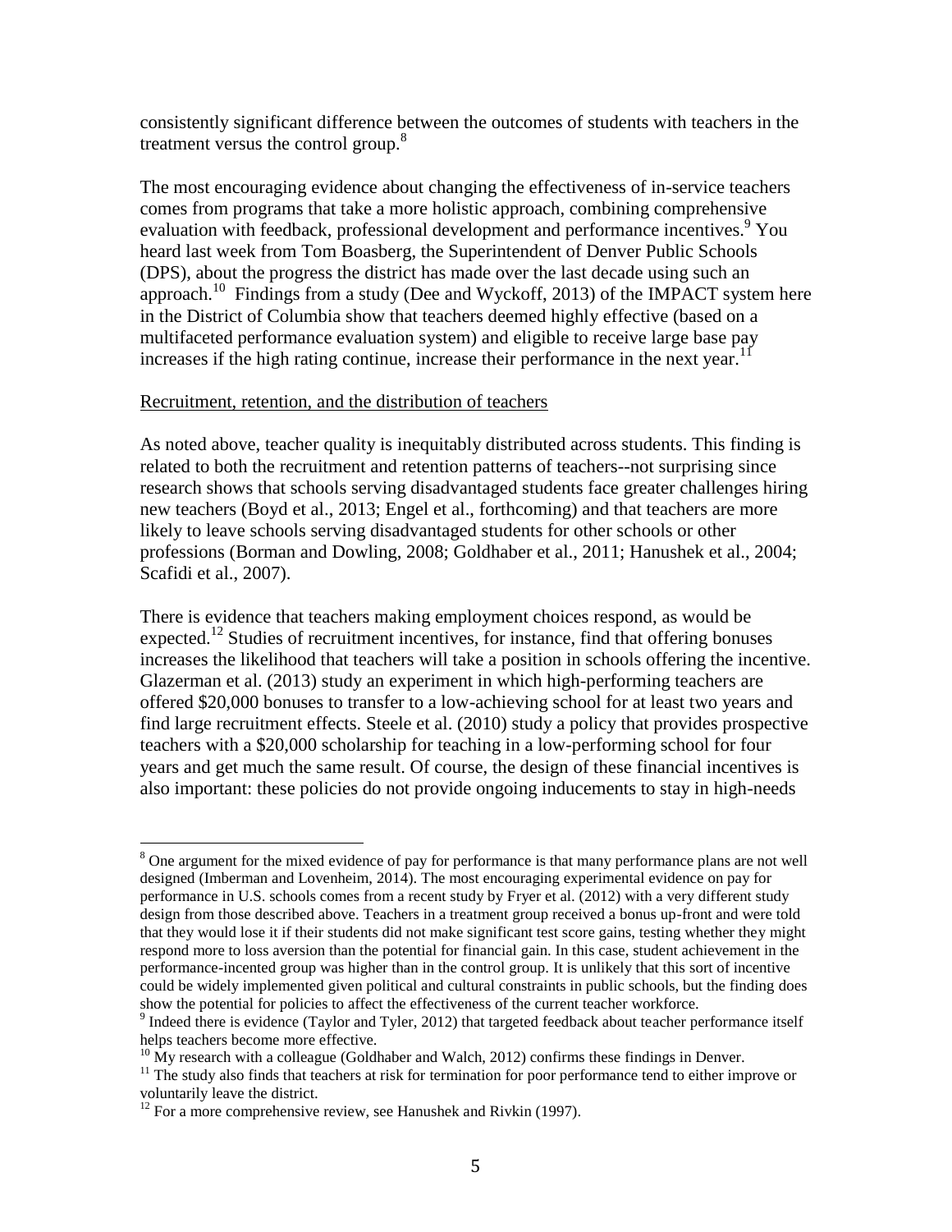consistently significant difference between the outcomes of students with teachers in the treatment versus the control group.[8]

The most encouraging evidence about changing the effectiveness of in-service teachers comes from programs that take a more holistic approach, combining comprehensive evaluation with feedback, professional development and performance incentives.[9] You heard last week from Tom Boasberg, the Superintendent of Denver Public Schools (DPS), about the progress the district has made over the last decade using such an approach.[10] Findings from a study (Dee and Wyckoff, 2013) of the IMPACT system here in the District of Columbia show that teachers deemed highly effective (based on a multifaceted performance evaluation system) and eligible to receive large base pay increases if the high rating continue, increase their performance in the next year.[11]

Recruitment, retention, and the distribution of teachers

As noted above, teacher quality is inequitably distributed across students. This finding is related to both the recruitment and retention patterns of teachers--not surprising since research shows that schools serving disadvantaged students face greater challenges hiring new teachers (Boyd et al., 2013; Engel et al., forthcoming) and that teachers are more likely to leave schools serving disadvantaged students for other schools or other professions (Borman and Dowling, 2008; Goldhaber et al., 2011; Hanushek et al., 2004; Scafidi et al., 2007).

There is evidence that teachers making employment choices respond, as would be expected.[12] Studies of recruitment incentives, for instance, find that offering bonuses increases the likelihood that teachers will take a position in schools offering the incentive. Glazerman et al. (2013) study an experiment in which high-performing teachers are offered $20,000 bonuses to transfer to a low-achieving school for at least two years and find large recruitment effects. Steele et al. (2010) study a policy that provides prospective teachers with a $20,000 scholarship for teaching in a low-performing school for four years and get much the same result. Of course, the design of these financial incentives is also important: these policies do not provide ongoing inducements to stay in high-needs

[8] One argument for the mixed evidence of pay for performance is that many performance plans are not well designed (Imberman and Lovenheim, 2014). The most encouraging experimental evidence on pay for performance in U.S. schools comes from a recent study by Fryer et al. (2012) with a very different study design from those described above. Teachers in a treatment group received a bonus up-front and were told that they would lose it if their students did not make significant test score gains, testing whether they might respond more to loss aversion than the potential for financial gain. In this case, student achievement in the performance-incented group was higher than in the control group. It is unlikely that this sort of incentive could be widely implemented given political and cultural constraints in public schools, but the finding does show the potential for policies to affect the effectiveness of the current teacher workforce.

[9] Indeed there is evidence (Taylor and Tyler, 2012) that targeted feedback about teacher performance itself helps teachers become more effective.

[10] My research with a colleague (Goldhaber and Walch, 2012) confirms these findings in Denver.

[11] The study also finds that teachers at risk for termination for poor performance tend to either improve or voluntarily leave the district.

[12] For a more comprehensive review, see Hanushek and Rivkin (1997).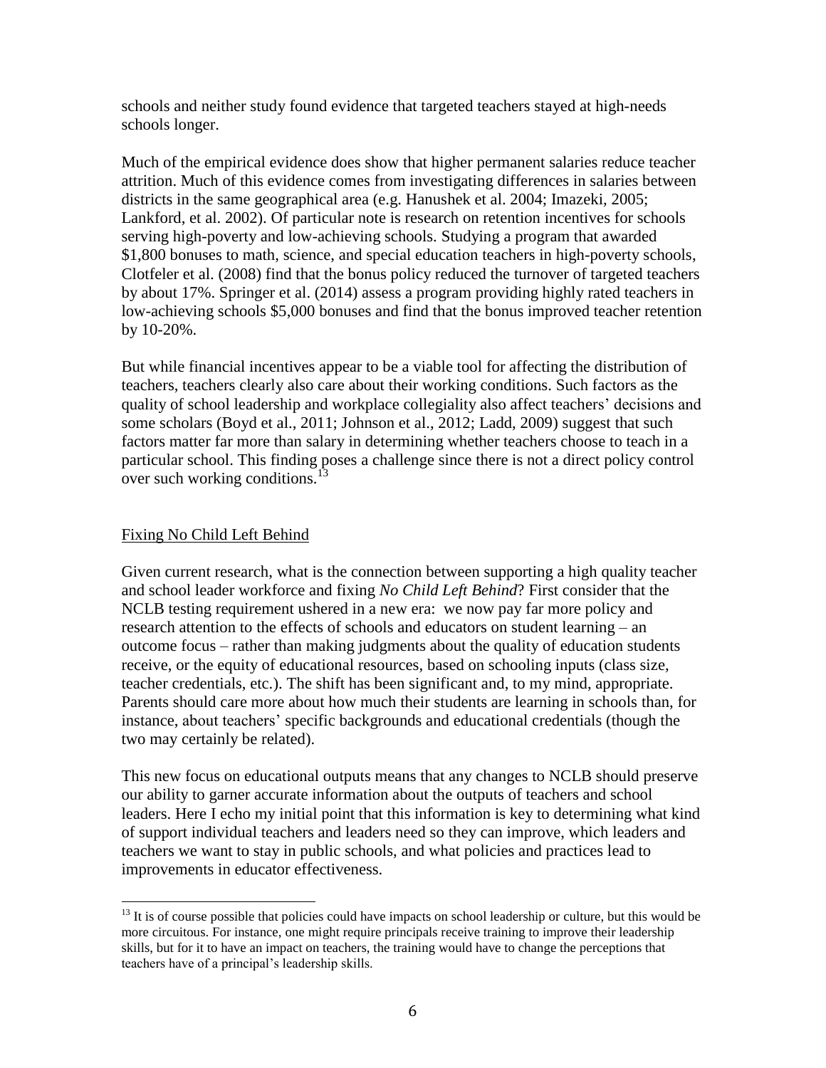schools and neither study found evidence that targeted teachers stayed at high-needs schools longer.

Much of the empirical evidence does show that higher permanent salaries reduce teacher attrition. Much of this evidence comes from investigating differences in salaries between districts in the same geographical area (e.g. Hanushek et al. 2004; Imazeki, 2005; Lankford, et al. 2002). Of particular note is research on retention incentives for schools serving high-poverty and low-achieving schools. Studying a program that awarded \$1,800 bonuses to math, science, and special education teachers in high-poverty schools, Clotfeler et al. (2008) find that the bonus policy reduced the turnover of targeted teachers by about 17%. Springer et al. (2014) assess a program providing highly rated teachers in low-achieving schools \$5,000 bonuses and find that the bonus improved teacher retention by 10-20%.

But while financial incentives appear to be a viable tool for affecting the distribution of teachers, teachers clearly also care about their working conditions. Such factors as the quality of school leadership and workplace collegiality also affect teachers' decisions and some scholars (Boyd et al., 2011; Johnson et al., 2012; Ladd, 2009) suggest that such factors matter far more than salary in determining whether teachers choose to teach in a particular school. This finding poses a challenge since there is not a direct policy control over such working conditions.[13]

## Fixing No Child Left Behind

Given current research, what is the connection between supporting a high quality teacher and school leader workforce and fixing *No Child Left Behind*? First consider that the NCLB testing requirement ushered in a new era: we now pay far more policy and research attention to the effects of schools and educators on student learning – an outcome focus – rather than making judgments about the quality of education students receive, or the equity of educational resources, based on schooling inputs (class size, teacher credentials, etc.). The shift has been significant and, to my mind, appropriate. Parents should care more about how much their students are learning in schools than, for instance, about teachers' specific backgrounds and educational credentials (though the two may certainly be related).

This new focus on educational outputs means that any changes to NCLB should preserve our ability to garner accurate information about the outputs of teachers and school leaders. Here I echo my initial point that this information is key to determining what kind of support individual teachers and leaders need so they can improve, which leaders and teachers we want to stay in public schools, and what policies and practices lead to improvements in educator effectiveness.

[13] It is of course possible that policies could have impacts on school leadership or culture, but this would be more circuitous. For instance, one might require principals receive training to improve their leadership skills, but for it to have an impact on teachers, the training would have to change the perceptions that teachers have of a principal's leadership skills.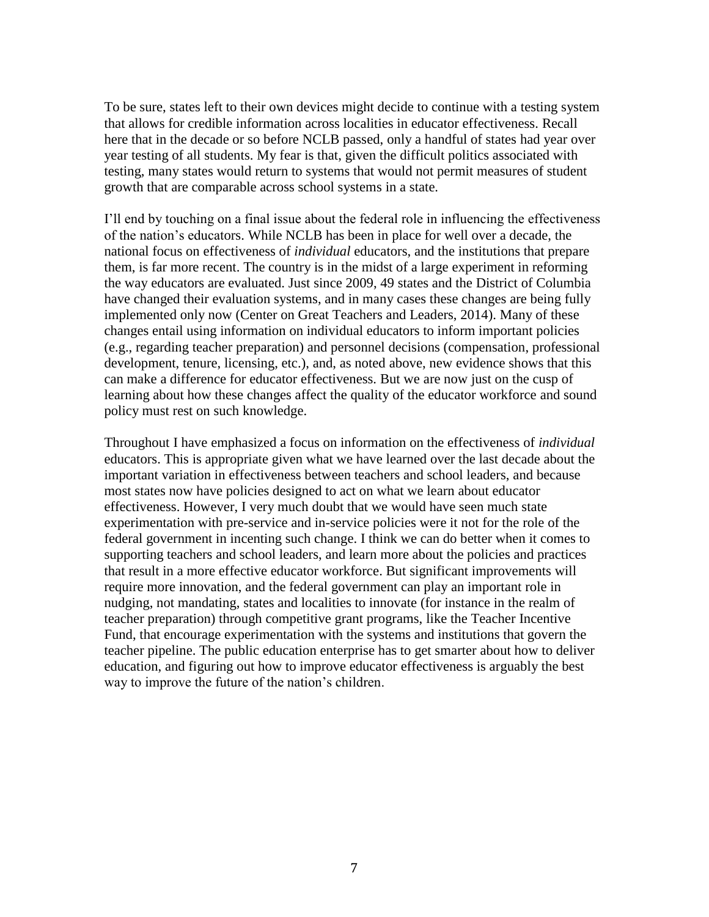To be sure, states left to their own devices might decide to continue with a testing system that allows for credible information across localities in educator effectiveness. Recall here that in the decade or so before NCLB passed, only a handful of states had year over year testing of all students. My fear is that, given the difficult politics associated with testing, many states would return to systems that would not permit measures of student growth that are comparable across school systems in a state.

I'll end by touching on a final issue about the federal role in influencing the effectiveness of the nation's educators. While NCLB has been in place for well over a decade, the national focus on effectiveness of *individual* educators, and the institutions that prepare them, is far more recent. The country is in the midst of a large experiment in reforming the way educators are evaluated. Just since 2009, 49 states and the District of Columbia have changed their evaluation systems, and in many cases these changes are being fully implemented only now (Center on Great Teachers and Leaders, 2014). Many of these changes entail using information on individual educators to inform important policies (e.g., regarding teacher preparation) and personnel decisions (compensation, professional development, tenure, licensing, etc.), and, as noted above, new evidence shows that this can make a difference for educator effectiveness. But we are now just on the cusp of learning about how these changes affect the quality of the educator workforce and sound policy must rest on such knowledge.

Throughout I have emphasized a focus on information on the effectiveness of *individual* educators. This is appropriate given what we have learned over the last decade about the important variation in effectiveness between teachers and school leaders, and because most states now have policies designed to act on what we learn about educator effectiveness. However, I very much doubt that we would have seen much state experimentation with pre-service and in-service policies were it not for the role of the federal government in incenting such change. I think we can do better when it comes to supporting teachers and school leaders, and learn more about the policies and practices that result in a more effective educator workforce. But significant improvements will require more innovation, and the federal government can play an important role in nudging, not mandating, states and localities to innovate (for instance in the realm of teacher preparation) through competitive grant programs, like the Teacher Incentive Fund, that encourage experimentation with the systems and institutions that govern the teacher pipeline. The public education enterprise has to get smarter about how to deliver education, and figuring out how to improve educator effectiveness is arguably the best way to improve the future of the nation's children.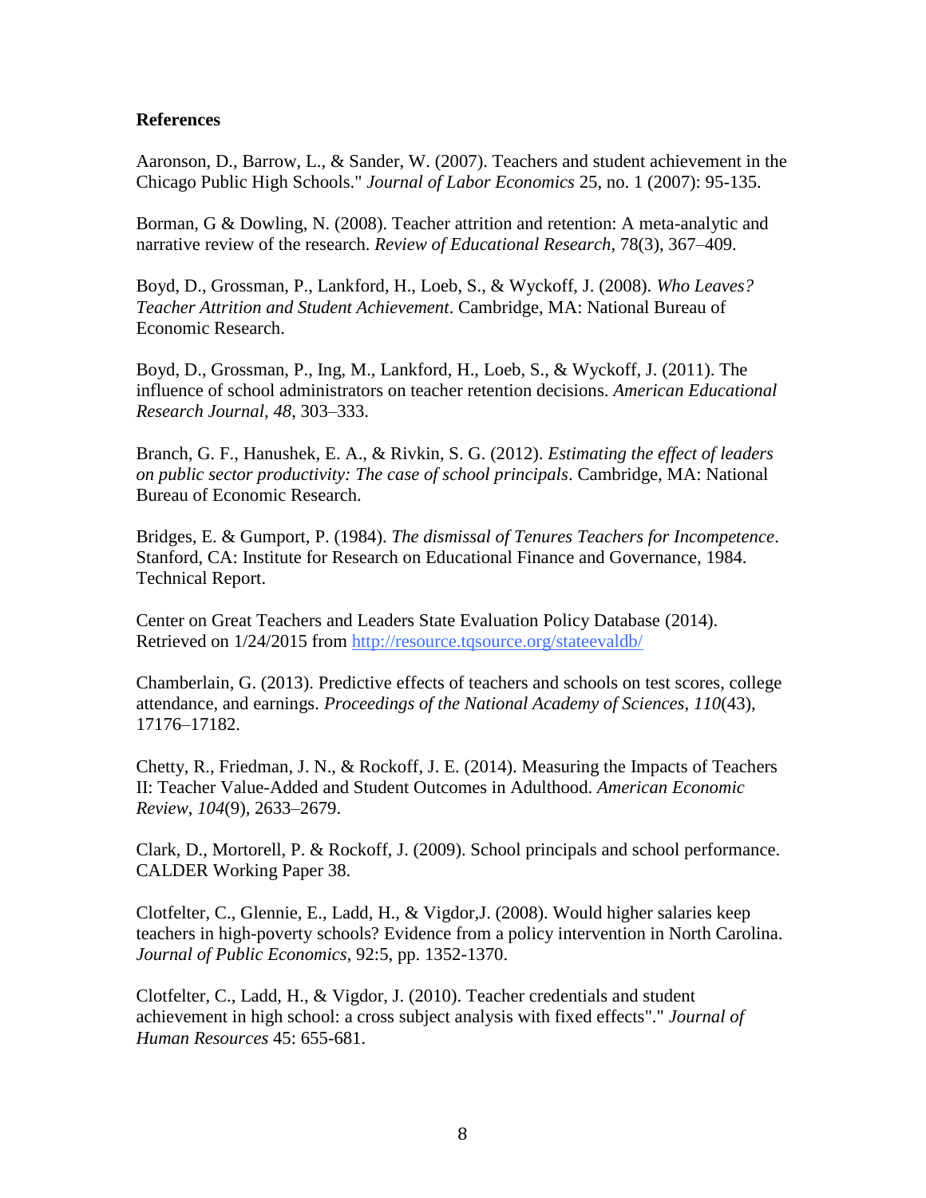**References**

Aaronson, D., Barrow, L., & Sander, W. (2007). Teachers and student achievement in the Chicago Public High Schools." *Journal of Labor Economics* 25, no. 1 (2007): 95-135.

Borman, G & Dowling, N. (2008). Teacher attrition and retention: A meta-analytic and narrative review of the research. *Review of Educational Research*, 78(3), 367–409.

Boyd, D., Grossman, P., Lankford, H., Loeb, S., & Wyckoff, J. (2008). *Who Leaves? Teacher Attrition and Student Achievement*. Cambridge, MA: National Bureau of Economic Research.

Boyd, D., Grossman, P., Ing, M., Lankford, H., Loeb, S., & Wyckoff, J. (2011). The influence of school administrators on teacher retention decisions. *American Educational Research Journal*, *48*, 303–333.

Branch, G. F., Hanushek, E. A., & Rivkin, S. G. (2012). *Estimating the effect of leaders on public sector productivity: The case of school principals*. Cambridge, MA: National Bureau of Economic Research.

Bridges, E. & Gumport, P. (1984). *The dismissal of Tenures Teachers for Incompetence*. Stanford, CA: Institute for Research on Educational Finance and Governance, 1984. Technical Report.

Center on Great Teachers and Leaders State Evaluation Policy Database (2014). Retrieved on 1/24/2015 from http://resource.tqsource.org/stateevaldb/

Chamberlain, G. (2013). Predictive effects of teachers and schools on test scores, college attendance, and earnings. *Proceedings of the National Academy of Sciences*, *110*(43), 17176–17182.

Chetty, R., Friedman, J. N., & Rockoff, J. E. (2014). Measuring the Impacts of Teachers II: Teacher Value-Added and Student Outcomes in Adulthood. *American Economic Review*, *104*(9), 2633–2679.

Clark, D., Mortorell, P. & Rockoff, J. (2009). School principals and school performance. CALDER Working Paper 38.

Clotfelter, C., Glennie, E., Ladd, H., & Vigdor,J. (2008). Would higher salaries keep teachers in high-poverty schools? Evidence from a policy intervention in North Carolina. *Journal of Public Economics*, 92:5, pp. 1352-1370.

Clotfelter, C., Ladd, H., & Vigdor, J. (2010). Teacher credentials and student achievement in high school: a cross subject analysis with fixed effects"." *Journal of Human Resources* 45: 655-681.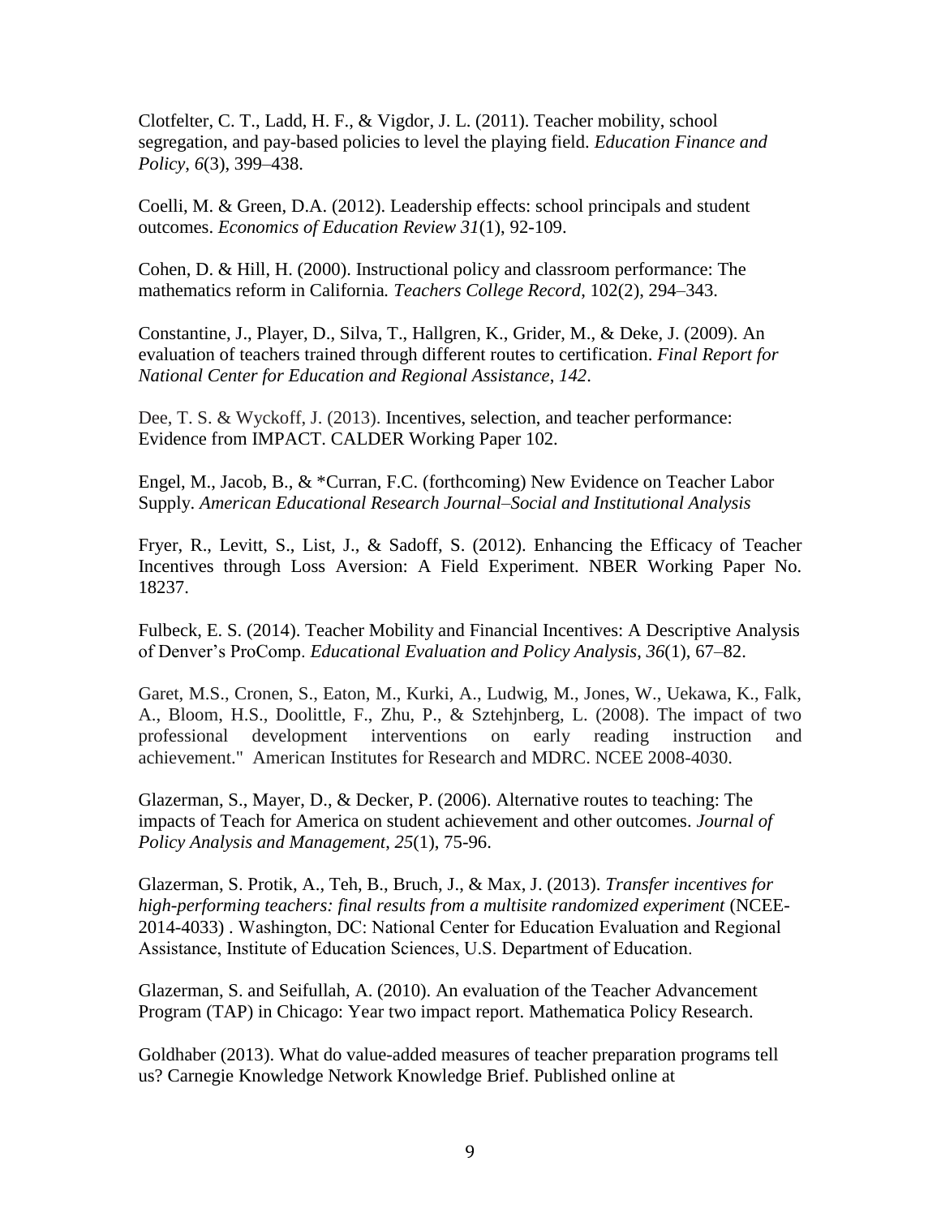Clotfelter, C. T., Ladd, H. F., & Vigdor, J. L. (2011). Teacher mobility, school segregation, and pay-based policies to level the playing field. *Education Finance and Policy*, *6*(3), 399–438.

Coelli, M. & Green, D.A. (2012). Leadership effects: school principals and student outcomes. *Economics of Education Review 31*(1), 92-109.

Cohen, D. & Hill, H. (2000). Instructional policy and classroom performance: The mathematics reform in California*. Teachers College Record*, 102(2), 294–343.

Constantine, J., Player, D., Silva, T., Hallgren, K., Grider, M., & Deke, J. (2009). An evaluation of teachers trained through different routes to certification. *Final Report for National Center for Education and Regional Assistance*, *142*.

Dee, T. S. & Wyckoff, J. (2013). Incentives, selection, and teacher performance: Evidence from IMPACT. CALDER Working Paper 102.

Engel, M., Jacob, B., & *Curran, F.C. (forthcoming) New Evidence on Teacher Labor Supply. *American Educational Research Journal–Social and Institutional Analysis*

Fryer, R., Levitt, S., List, J., & Sadoff, S. (2012). Enhancing the Efficacy of Teacher Incentives through Loss Aversion: A Field Experiment. NBER Working Paper No. 18237.

Fulbeck, E. S. (2014). Teacher Mobility and Financial Incentives: A Descriptive Analysis of Denver's ProComp. *Educational Evaluation and Policy Analysis*, *36*(1), 67–82.

Garet, M.S., Cronen, S., Eaton, M., Kurki, A., Ludwig, M., Jones, W., Uekawa, K., Falk, A., Bloom, H.S., Doolittle, F., Zhu, P., & Sztehjnberg, L. (2008). The impact of two professional development interventions on early reading instruction and achievement." American Institutes for Research and MDRC. NCEE 2008-4030.

Glazerman, S., Mayer, D., & Decker, P. (2006). Alternative routes to teaching: The impacts of Teach for America on student achievement and other outcomes. *Journal of Policy Analysis and Management*, *25*(1), 75-96.

Glazerman, S. Protik, A., Teh, B., Bruch, J., & Max, J. (2013). *Transfer incentives for high-performing teachers: final results from a multisite randomized experiment* (NCEE-2014-4033) . Washington, DC: National Center for Education Evaluation and Regional Assistance, Institute of Education Sciences, U.S. Department of Education.

Glazerman, S. and Seifullah, A. (2010). An evaluation of the Teacher Advancement Program (TAP) in Chicago: Year two impact report. Mathematica Policy Research.

Goldhaber (2013). What do value-added measures of teacher preparation programs tell us? Carnegie Knowledge Network Knowledge Brief. Published online at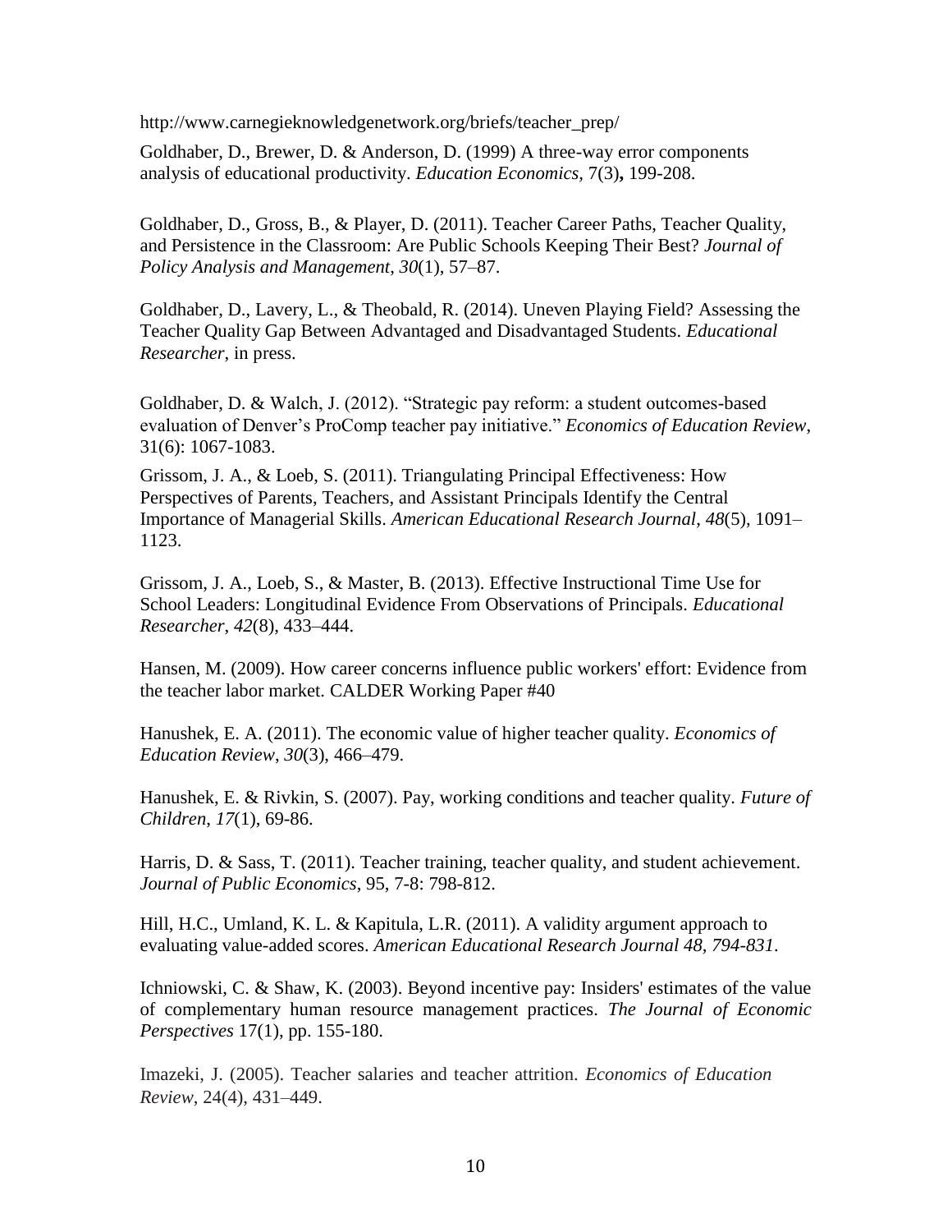http://www.carnegieknowledgenetwork.org/briefs/teacher_prep/

Goldhaber, D., Brewer, D. & Anderson, D. (1999) A three-way error components analysis of educational productivity. *Education Economics,* 7(3)**,** 199-208.

Goldhaber, D., Gross, B., & Player, D. (2011). Teacher Career Paths, Teacher Quality, and Persistence in the Classroom: Are Public Schools Keeping Their Best? *Journal of Policy Analysis and Management*, *30*(1), 57–87.

Goldhaber, D., Lavery, L., & Theobald, R. (2014). Uneven Playing Field? Assessing the Teacher Quality Gap Between Advantaged and Disadvantaged Students. *Educational Researcher*, in press.

Goldhaber, D. & Walch, J. (2012). "Strategic pay reform: a student outcomes-based evaluation of Denver's ProComp teacher pay initiative." *Economics of Education Review*, 31(6): 1067-1083.

Grissom, J. A., & Loeb, S. (2011). Triangulating Principal Effectiveness: How Perspectives of Parents, Teachers, and Assistant Principals Identify the Central Importance of Managerial Skills. *American Educational Research Journal*, *48*(5), 1091–1123.

Grissom, J. A., Loeb, S., & Master, B. (2013). Effective Instructional Time Use for School Leaders: Longitudinal Evidence From Observations of Principals. *Educational Researcher*, *42*(8), 433–444.

Hansen, M. (2009). How career concerns influence public workers' effort: Evidence from the teacher labor market. CALDER Working Paper #40

Hanushek, E. A. (2011). The economic value of higher teacher quality. *Economics of Education Review*, *30*(3), 466–479.

Hanushek, E. & Rivkin, S. (2007). Pay, working conditions and teacher quality. *Future of Children*, *17*(1), 69-86.

Harris, D. & Sass, T. (2011). Teacher training, teacher quality, and student achievement. *Journal of Public Economics*, 95, 7-8: 798-812.

Hill, H.C., Umland, K. L. & Kapitula, L.R. (2011). A validity argument approach to evaluating value-added scores. *American Educational Research Journal 48, 794-831*.

Ichniowski, C. & Shaw, K. (2003). Beyond incentive pay: Insiders' estimates of the value of complementary human resource management practices. *The Journal of Economic Perspectives* 17(1), pp. 155-180.

Imazeki, J. (2005). Teacher salaries and teacher attrition. *Economics of Education Review*, 24(4), 431–449.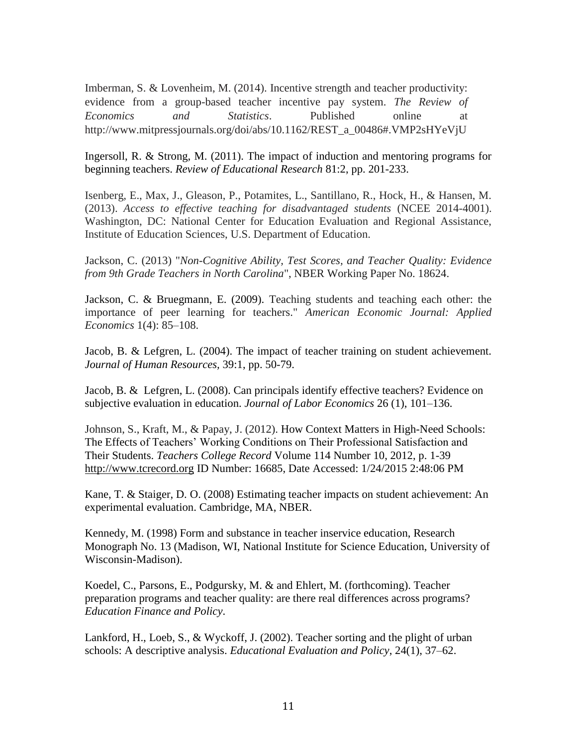Imberman, S. & Lovenheim, M. (2014). Incentive strength and teacher productivity: evidence from a group-based teacher incentive pay system. *The Review of Economics and Statistics*. Published online at http://www.mitpressjournals.org/doi/abs/10.1162/REST_a_00486#.VMP2sHYeVjU

Ingersoll, R. & Strong, M. (2011). The impact of induction and mentoring programs for beginning teachers. *Review of Educational Research* 81:2, pp. 201-233.

Isenberg, E., Max, J., Gleason, P., Potamites, L., Santillano, R., Hock, H., & Hansen, M. (2013). *Access to effective teaching for disadvantaged students* (NCEE 2014-4001). Washington, DC: National Center for Education Evaluation and Regional Assistance, Institute of Education Sciences, U.S. Department of Education.

Jackson, C. (2013) "*Non-Cognitive Ability, Test Scores, and Teacher Quality: Evidence from 9th Grade Teachers in North Carolina*", NBER Working Paper No. 18624.

Jackson, C. & Bruegmann, E. (2009). Teaching students and teaching each other: the importance of peer learning for teachers." *American Economic Journal: Applied Economics* 1(4): 85–108.

Jacob, B. & Lefgren, L. (2004). The impact of teacher training on student achievement. *Journal of Human Resources*, 39:1, pp. 50-79.

Jacob, B. & Lefgren, L. (2008). Can principals identify effective teachers? Evidence on subjective evaluation in education. *Journal of Labor Economics* 26 (1), 101–136.

Johnson, S., Kraft, M., & Papay, J. (2012). How Context Matters in High-Need Schools: The Effects of Teachers' Working Conditions on Their Professional Satisfaction and Their Students. *Teachers College Record* Volume 114 Number 10, 2012, p. 1-39 http://www.tcrecord.org ID Number: 16685, Date Accessed: 1/24/2015 2:48:06 PM

Kane, T. & Staiger, D. O. (2008) Estimating teacher impacts on student achievement: An experimental evaluation. Cambridge, MA, NBER.

Kennedy, M. (1998) Form and substance in teacher inservice education, Research Monograph No. 13 (Madison, WI, National Institute for Science Education, University of Wisconsin-Madison).

Koedel, C., Parsons, E., Podgursky, M. & and Ehlert, M. (forthcoming). Teacher preparation programs and teacher quality: are there real differences across programs? *Education Finance and Policy*.

Lankford, H., Loeb, S., & Wyckoff, J. (2002). Teacher sorting and the plight of urban schools: A descriptive analysis. *Educational Evaluation and Policy*, 24(1), 37–62.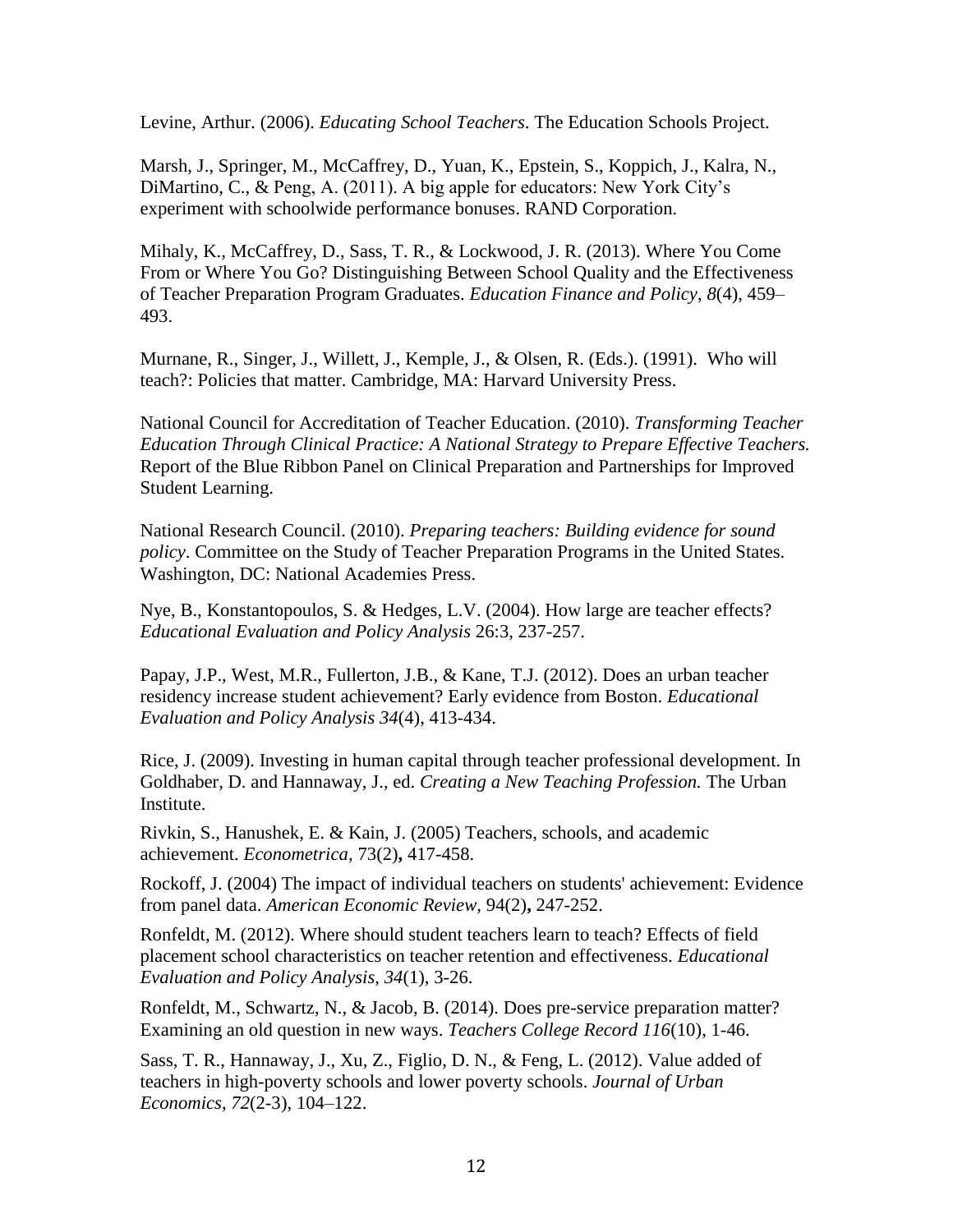Levine, Arthur. (2006). *Educating School Teachers*. The Education Schools Project.

Marsh, J., Springer, M., McCaffrey, D., Yuan, K., Epstein, S., Koppich, J., Kalra, N., DiMartino, C., & Peng, A. (2011). A big apple for educators: New York City's experiment with schoolwide performance bonuses. RAND Corporation.

Mihaly, K., McCaffrey, D., Sass, T. R., & Lockwood, J. R. (2013). Where You Come From or Where You Go? Distinguishing Between School Quality and the Effectiveness of Teacher Preparation Program Graduates. *Education Finance and Policy*, *8*(4), 459–493.

Murnane, R., Singer, J., Willett, J., Kemple, J., & Olsen, R. (Eds.). (1991). Who will teach?: Policies that matter. Cambridge, MA: Harvard University Press.

National Council for Accreditation of Teacher Education. (2010). *Transforming Teacher Education Through Clinical Practice: A National Strategy to Prepare Effective Teachers.* Report of the Blue Ribbon Panel on Clinical Preparation and Partnerships for Improved Student Learning.

National Research Council. (2010). *Preparing teachers: Building evidence for sound policy*. Committee on the Study of Teacher Preparation Programs in the United States. Washington, DC: National Academies Press.

Nye, B., Konstantopoulos, S. & Hedges, L.V. (2004). How large are teacher effects? *Educational Evaluation and Policy Analysis* 26:3, 237-257.

Papay, J.P., West, M.R., Fullerton, J.B., & Kane, T.J. (2012). Does an urban teacher residency increase student achievement? Early evidence from Boston. *Educational Evaluation and Policy Analysis 34*(4), 413-434.

Rice, J. (2009). Investing in human capital through teacher professional development. In Goldhaber, D. and Hannaway, J., ed. *Creating a New Teaching Profession.* The Urban Institute.

Rivkin, S., Hanushek, E. & Kain, J. (2005) Teachers, schools, and academic achievement. *Econometrica,* 73(2)**,** 417-458.

Rockoff, J. (2004) The impact of individual teachers on students' achievement: Evidence from panel data. *American Economic Review,* 94(2)**,** 247-252.

Ronfeldt, M. (2012). Where should student teachers learn to teach? Effects of field placement school characteristics on teacher retention and effectiveness. *Educational Evaluation and Policy Analysis*, *34*(1), 3-26.

Ronfeldt, M., Schwartz, N., & Jacob, B. (2014). Does pre-service preparation matter? Examining an old question in new ways. *Teachers College Record 116*(10), 1-46.

Sass, T. R., Hannaway, J., Xu, Z., Figlio, D. N., & Feng, L. (2012). Value added of teachers in high-poverty schools and lower poverty schools. *Journal of Urban Economics*, *72*(2-3), 104–122.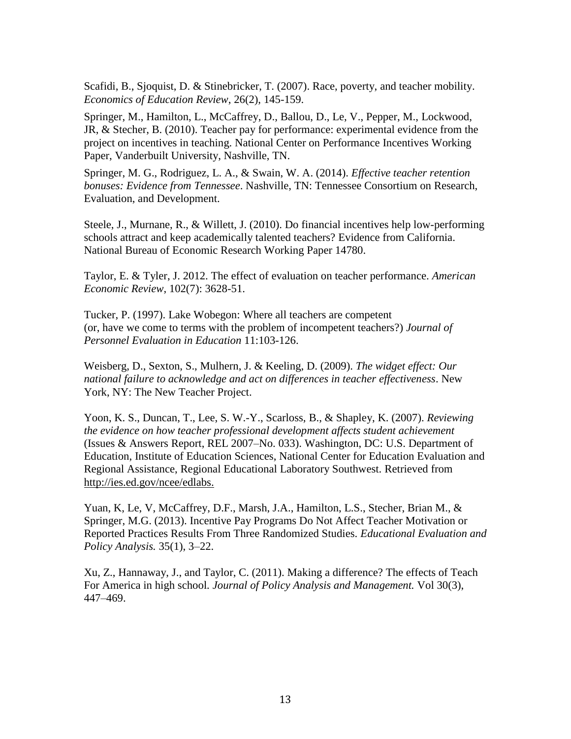Scafidi, B., Sjoquist, D. & Stinebricker, T. (2007). Race, poverty, and teacher mobility. *Economics of Education Review*, 26(2), 145-159.

Springer, M., Hamilton, L., McCaffrey, D., Ballou, D., Le, V., Pepper, M., Lockwood, JR, & Stecher, B. (2010). Teacher pay for performance: experimental evidence from the project on incentives in teaching. National Center on Performance Incentives Working Paper, Vanderbuilt University, Nashville, TN.

Springer, M. G., Rodriguez, L. A., & Swain, W. A. (2014). *Effective teacher retention bonuses: Evidence from Tennessee*. Nashville, TN: Tennessee Consortium on Research, Evaluation, and Development.

Steele, J., Murnane, R., & Willett, J. (2010). Do financial incentives help low-performing schools attract and keep academically talented teachers? Evidence from California. National Bureau of Economic Research Working Paper 14780.

Taylor, E. & Tyler, J. 2012. The effect of evaluation on teacher performance. *American Economic Review*, 102(7): 3628-51.

Tucker, P. (1997). Lake Wobegon: Where all teachers are competent (or, have we come to terms with the problem of incompetent teachers?) *Journal of Personnel Evaluation in Education* 11:103-126.

Weisberg, D., Sexton, S., Mulhern, J. & Keeling, D. (2009). *The widget effect: Our national failure to acknowledge and act on differences in teacher effectiveness*. New York, NY: The New Teacher Project.

Yoon, K. S., Duncan, T., Lee, S. W.-Y., Scarloss, B., & Shapley, K. (2007). *Reviewing the evidence on how teacher professional development affects student achievement* (Issues & Answers Report, REL 2007–No. 033). Washington, DC: U.S. Department of Education, Institute of Education Sciences, National Center for Education Evaluation and Regional Assistance, Regional Educational Laboratory Southwest. Retrieved from http://ies.ed.gov/ncee/edlabs.

Yuan, K, Le, V, McCaffrey, D.F., Marsh, J.A., Hamilton, L.S., Stecher, Brian M., & Springer, M.G. (2013). Incentive Pay Programs Do Not Affect Teacher Motivation or Reported Practices Results From Three Randomized Studies. *Educational Evaluation and Policy Analysis.* 35(1), 3–22.

Xu, Z., Hannaway, J., and Taylor, C. (2011). Making a difference? The effects of Teach For America in high school. *Journal of Policy Analysis and Management.* Vol 30(3), 447–469.